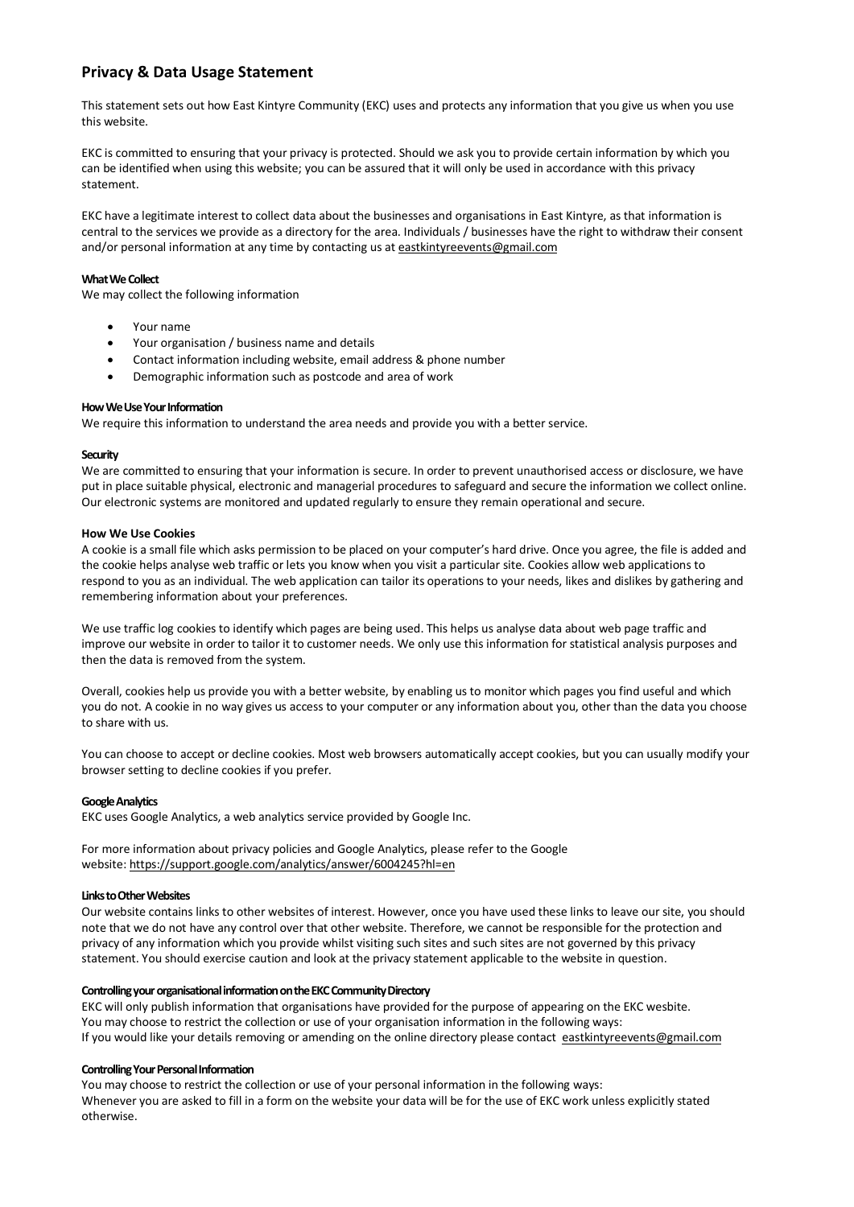## Privacy & Data Usage Statement

This statement sets out how East Kintyre Community (EKC) uses and protects any information that you give us when you use this website.

EKC is committed to ensuring that your privacy is protected. Should we ask you to provide certain information by which you can be identified when using this website; you can be assured that it will only be used in accordance with this privacy statement.

EKC have a legitimate interest to collect data about the businesses and organisations in East Kintyre, as that information is central to the services we provide as a directory for the area. Individuals / businesses have the right to withdraw their consent and/or personal information at any time by contacting us at eastkintyreevents@gmail.com

#### What We Collect

We may collect the following information

- Your name
- Your organisation / business name and details
- Contact information including website, email address & phone number
- Demographic information such as postcode and area of work

#### How We Use Your Information

We require this information to understand the area needs and provide you with a better service.

#### Security

We are committed to ensuring that your information is secure. In order to prevent unauthorised access or disclosure, we have put in place suitable physical, electronic and managerial procedures to safeguard and secure the information we collect online. Our electronic systems are monitored and updated regularly to ensure they remain operational and secure.

#### How We Use Cookies

A cookie is a small file which asks permission to be placed on your computer's hard drive. Once you agree, the file is added and the cookie helps analyse web traffic or lets you know when you visit a particular site. Cookies allow web applications to respond to you as an individual. The web application can tailor its operations to your needs, likes and dislikes by gathering and remembering information about your preferences.

We use traffic log cookies to identify which pages are being used. This helps us analyse data about web page traffic and improve our website in order to tailor it to customer needs. We only use this information for statistical analysis purposes and then the data is removed from the system.

Overall, cookies help us provide you with a better website, by enabling us to monitor which pages you find useful and which you do not. A cookie in no way gives us access to your computer or any information about you, other than the data you choose to share with us.

You can choose to accept or decline cookies. Most web browsers automatically accept cookies, but you can usually modify your browser setting to decline cookies if you prefer.

#### Google Analytics

EKC uses Google Analytics, a web analytics service provided by Google Inc.

For more information about privacy policies and Google Analytics, please refer to the Google website: https://support.google.com/analytics/answer/6004245?hl=en

#### Links to Other Websites

Our website contains links to other websites of interest. However, once you have used these links to leave our site, you should note that we do not have any control over that other website. Therefore, we cannot be responsible for the protection and privacy of any information which you provide whilst visiting such sites and such sites are not governed by this privacy statement. You should exercise caution and look at the privacy statement applicable to the website in question.

#### Controlling your organisational information on the EKC Community Directory

EKC will only publish information that organisations have provided for the purpose of appearing on the EKC wesbite.
You may choose to restrict the collection or use of your organisation information in the following ways:
If you would like your details removing or amending on the online directory please contact eastkintyreevents@gmail.com

#### Controlling Your Personal Information

You may choose to restrict the collection or use of your personal information in the following ways:
Whenever you are asked to fill in a form on the website your data will be for the use of EKC work unless explicitly stated otherwise.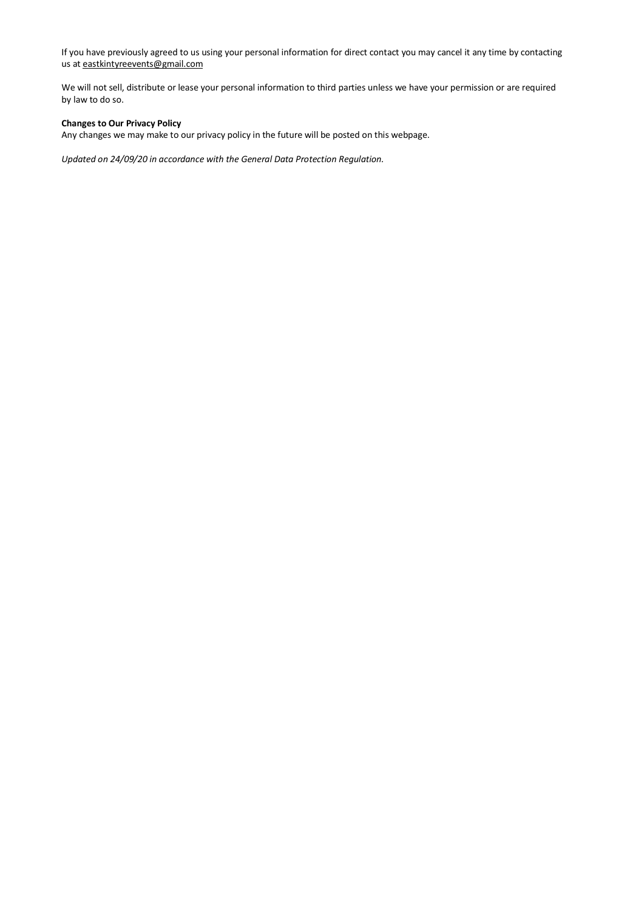If you have previously agreed to us using your personal information for direct contact you may cancel it any time by contacting us at eastkintyreevents@gmail.com

We will not sell, distribute or lease your personal information to third parties unless we have your permission or are required by law to do so.

**Changes to Our Privacy Policy**
Any changes we may make to our privacy policy in the future will be posted on this webpage.

*Updated on 24/09/20 in accordance with the General Data Protection Regulation.*